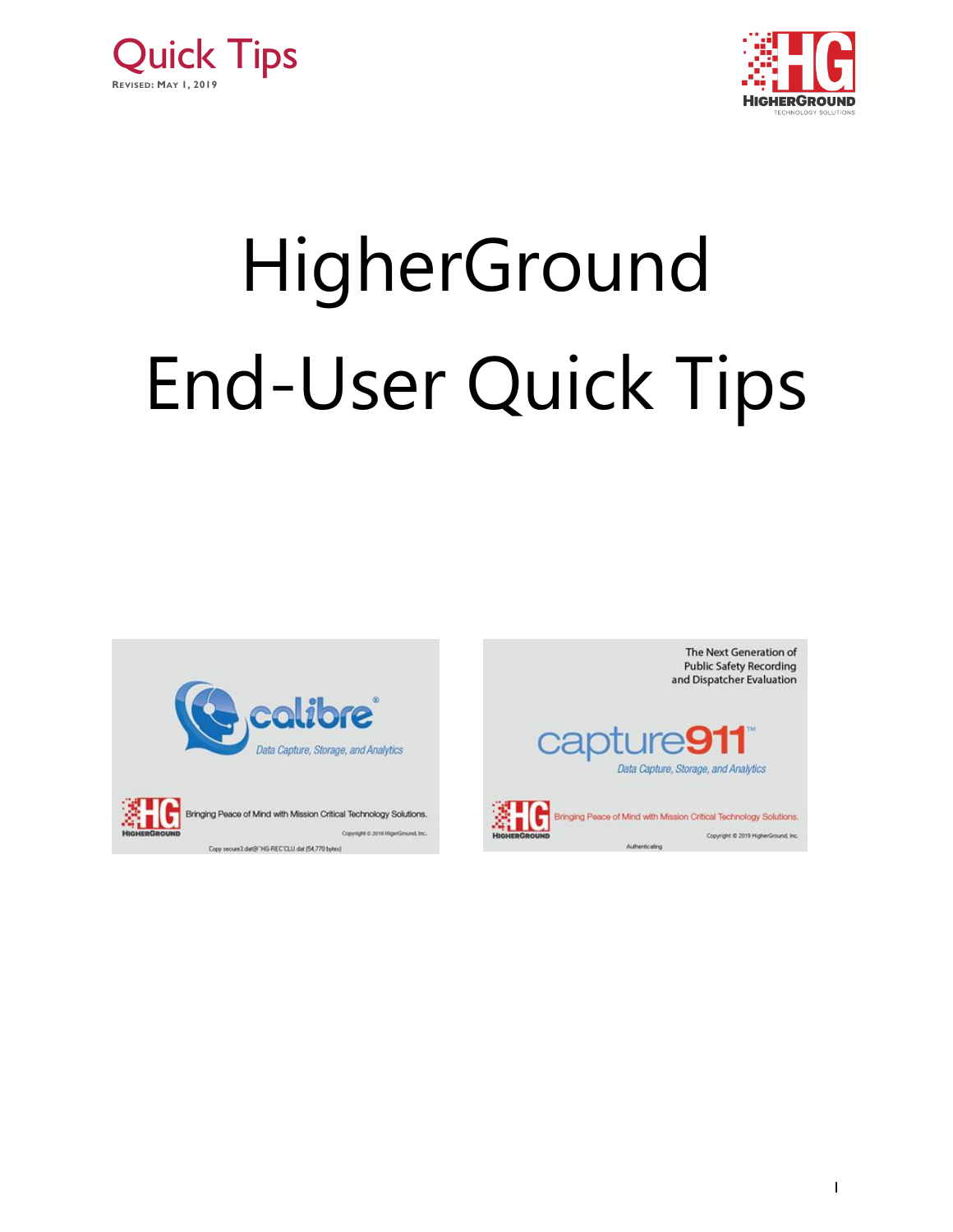Quick Tips

Revised: May 1, 2019

# HigherGround End-User Quick Tips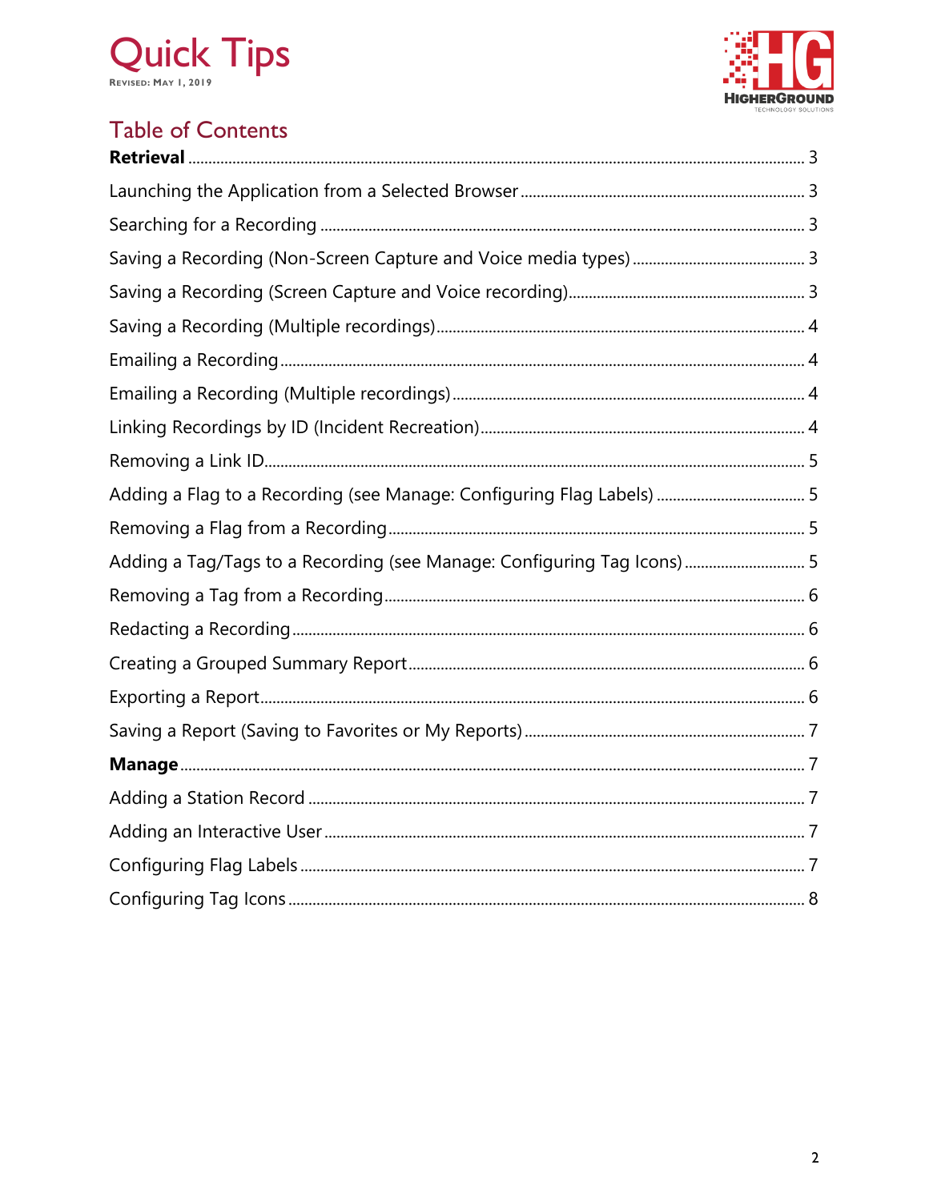# Quick Tips

REVISED: MAY 1, 2019

## Table of Contents

**Retrieval** ........ 3

Launching the Application from a Selected Browser ........ 3

Searching for a Recording ........ 3

Saving a Recording (Non-Screen Capture and Voice media types) ........ 3

Saving a Recording (Screen Capture and Voice recording) ........ 3

Saving a Recording (Multiple recordings) ........ 4

Emailing a Recording ........ 4

Emailing a Recording (Multiple recordings) ........ 4

Linking Recordings by ID (Incident Recreation) ........ 4

Removing a Link ID ........ 5

Adding a Flag to a Recording (see Manage: Configuring Flag Labels) ........ 5

Removing a Flag from a Recording ........ 5

Adding a Tag/Tags to a Recording (see Manage: Configuring Tag Icons) ........ 5

Removing a Tag from a Recording ........ 6

Redacting a Recording ........ 6

Creating a Grouped Summary Report ........ 6

Exporting a Report ........ 6

Saving a Report (Saving to Favorites or My Reports) ........ 7

**Manage** ........ 7

Adding a Station Record ........ 7

Adding an Interactive User ........ 7

Configuring Flag Labels ........ 7

Configuring Tag Icons ........ 8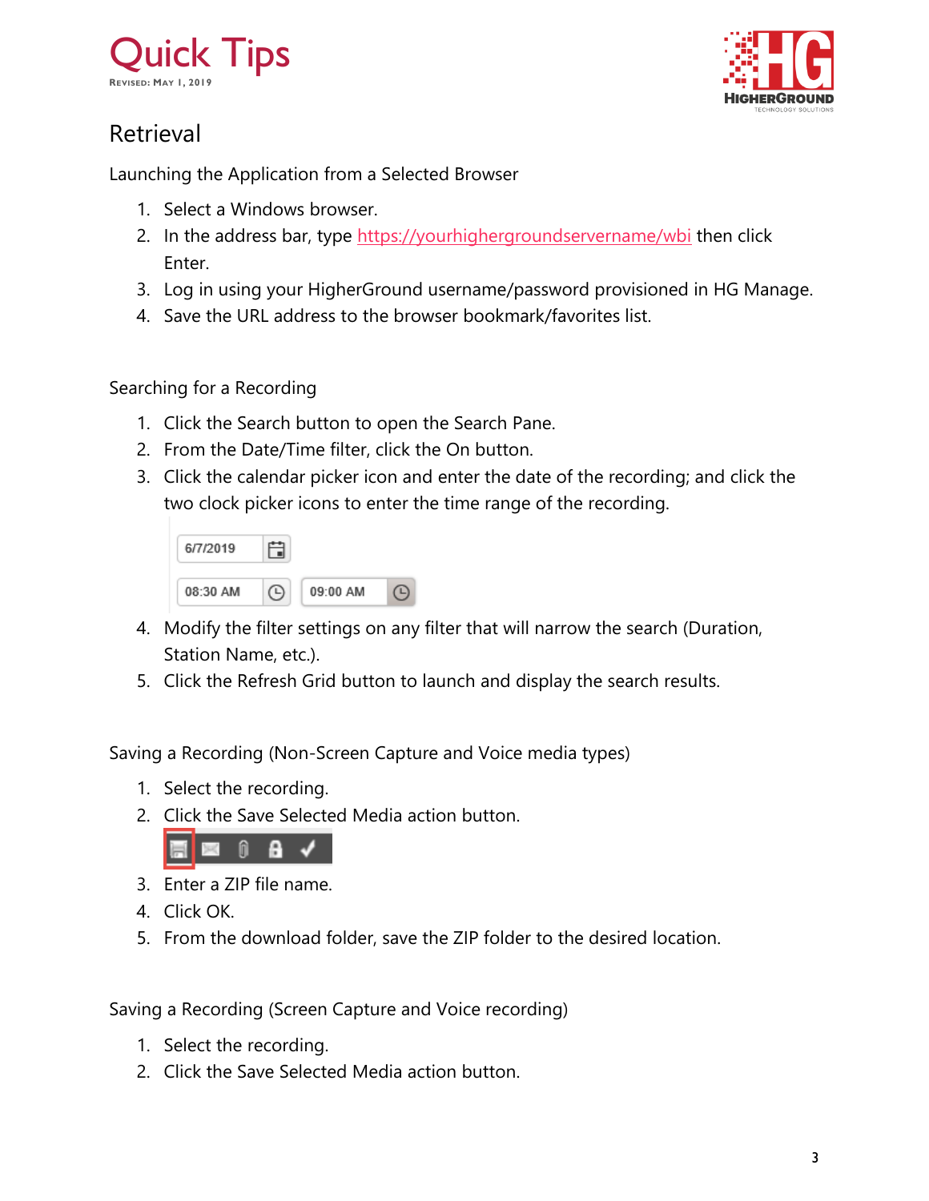# Quick Tips

Revised: May 1, 2019

## Retrieval

Launching the Application from a Selected Browser

1. Select a Windows browser.
2. In the address bar, type https://yourhighergroundservername/wbi then click Enter.
3. Log in using your HigherGround username/password provisioned in HG Manage.
4. Save the URL address to the browser bookmark/favorites list.

Searching for a Recording

1. Click the Search button to open the Search Pane.
2. From the Date/Time filter, click the On button.
3. Click the calendar picker icon and enter the date of the recording; and click the two clock picker icons to enter the time range of the recording.
4. Modify the filter settings on any filter that will narrow the search (Duration, Station Name, etc.).
5. Click the Refresh Grid button to launch and display the search results.

Saving a Recording (Non-Screen Capture and Voice media types)

1. Select the recording.
2. Click the Save Selected Media action button.
3. Enter a ZIP file name.
4. Click OK.
5. From the download folder, save the ZIP folder to the desired location.

Saving a Recording (Screen Capture and Voice recording)

1. Select the recording.
2. Click the Save Selected Media action button.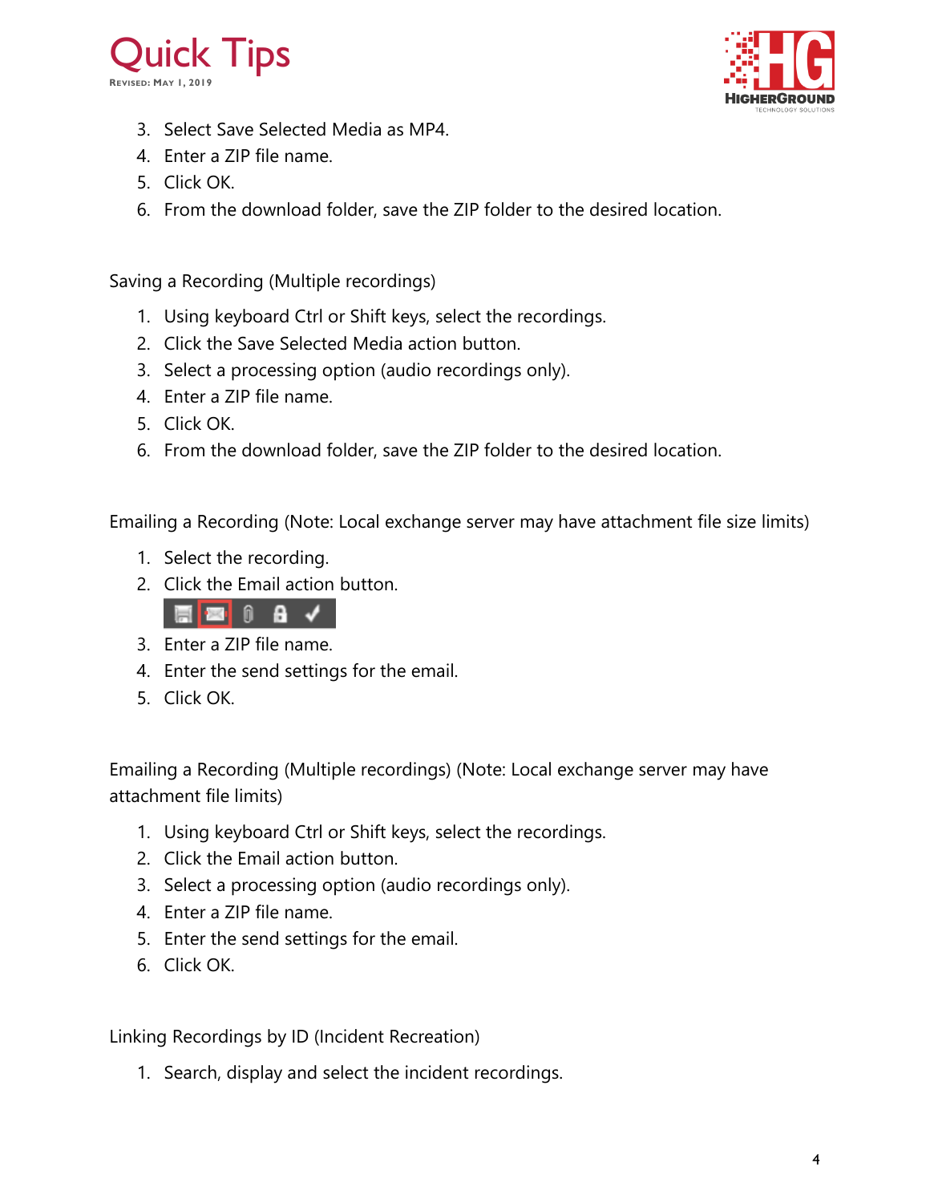3. Select Save Selected Media as MP4.
4. Enter a ZIP file name.
5. Click OK.
6. From the download folder, save the ZIP folder to the desired location.

Saving a Recording (Multiple recordings)

1. Using keyboard Ctrl or Shift keys, select the recordings.
2. Click the Save Selected Media action button.
3. Select a processing option (audio recordings only).
4. Enter a ZIP file name.
5. Click OK.
6. From the download folder, save the ZIP folder to the desired location.

Emailing a Recording (Note: Local exchange server may have attachment file size limits)

1. Select the recording.
2. Click the Email action button.
3. Enter a ZIP file name.
4. Enter the send settings for the email.
5. Click OK.

Emailing a Recording (Multiple recordings) (Note: Local exchange server may have attachment file limits)

1. Using keyboard Ctrl or Shift keys, select the recordings.
2. Click the Email action button.
3. Select a processing option (audio recordings only).
4. Enter a ZIP file name.
5. Enter the send settings for the email.
6. Click OK.

Linking Recordings by ID (Incident Recreation)

1. Search, display and select the incident recordings.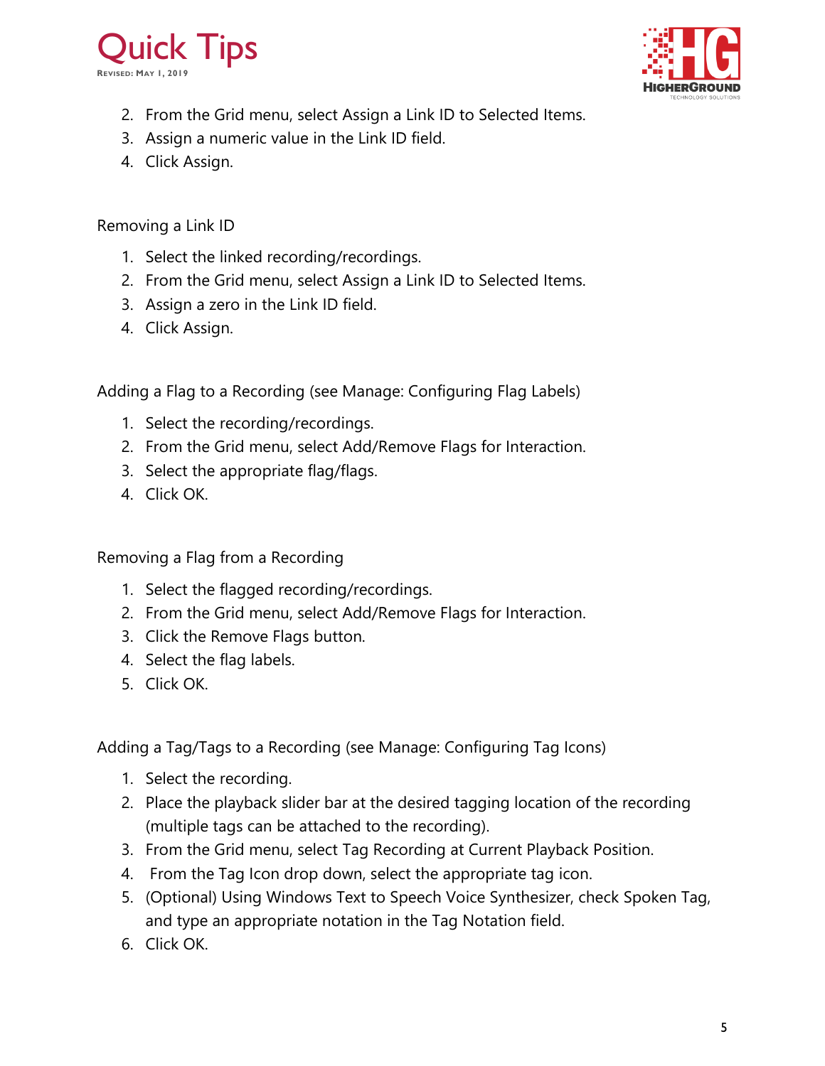2. From the Grid menu, select Assign a Link ID to Selected Items.
3. Assign a numeric value in the Link ID field.
4. Click Assign.

Removing a Link ID

1. Select the linked recording/recordings.
2. From the Grid menu, select Assign a Link ID to Selected Items.
3. Assign a zero in the Link ID field.
4. Click Assign.

Adding a Flag to a Recording (see Manage: Configuring Flag Labels)

1. Select the recording/recordings.
2. From the Grid menu, select Add/Remove Flags for Interaction.
3. Select the appropriate flag/flags.
4. Click OK.

Removing a Flag from a Recording

1. Select the flagged recording/recordings.
2. From the Grid menu, select Add/Remove Flags for Interaction.
3. Click the Remove Flags button.
4. Select the flag labels.
5. Click OK.

Adding a Tag/Tags to a Recording (see Manage: Configuring Tag Icons)

1. Select the recording.
2. Place the playback slider bar at the desired tagging location of the recording (multiple tags can be attached to the recording).
3. From the Grid menu, select Tag Recording at Current Playback Position.
4. From the Tag Icon drop down, select the appropriate tag icon.
5. (Optional) Using Windows Text to Speech Voice Synthesizer, check Spoken Tag, and type an appropriate notation in the Tag Notation field.
6. Click OK.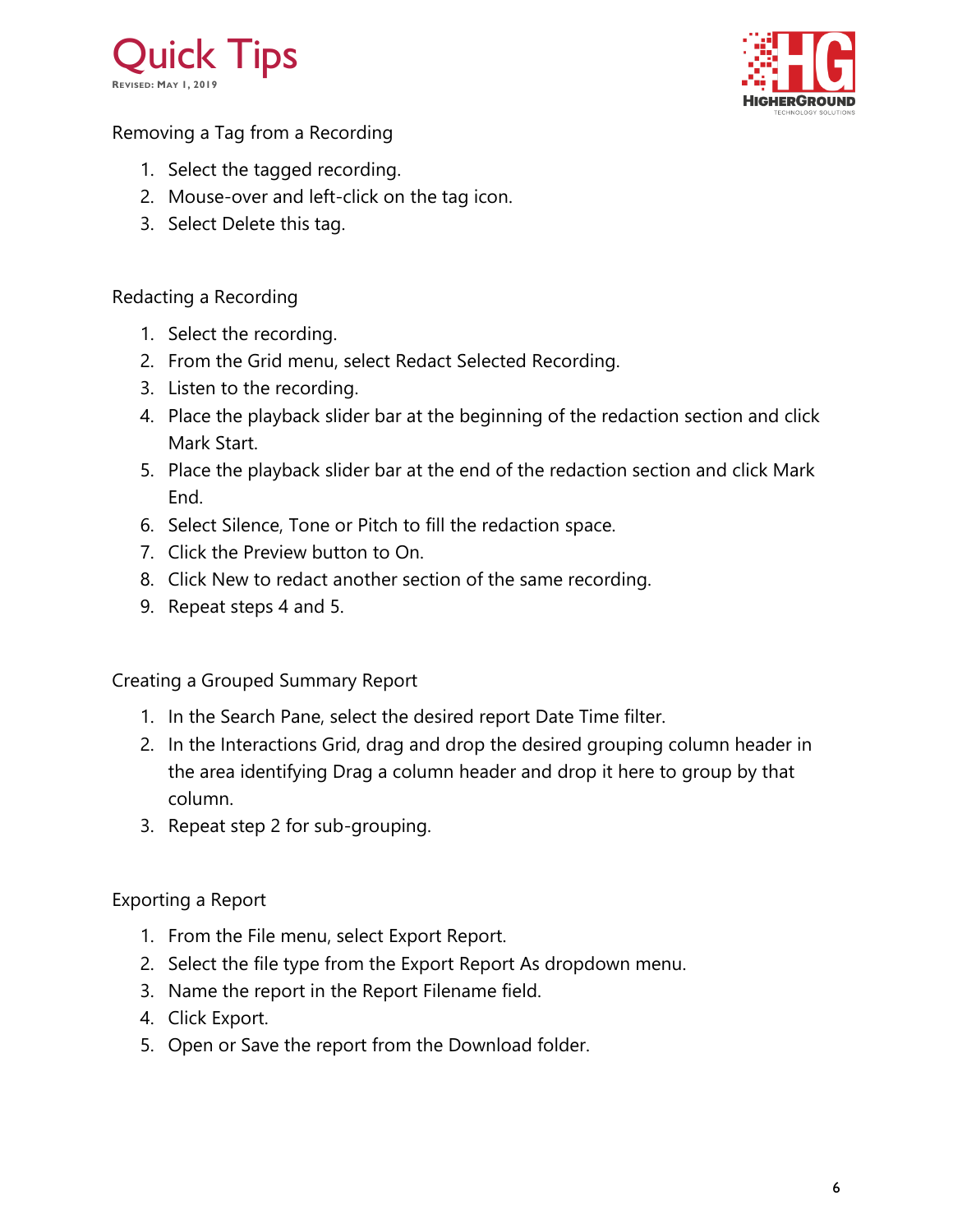## Removing a Tag from a Recording

1. Select the tagged recording.
2. Mouse-over and left-click on the tag icon.
3. Select Delete this tag.

## Redacting a Recording

1. Select the recording.
2. From the Grid menu, select Redact Selected Recording.
3. Listen to the recording.
4. Place the playback slider bar at the beginning of the redaction section and click Mark Start.
5. Place the playback slider bar at the end of the redaction section and click Mark End.
6. Select Silence, Tone or Pitch to fill the redaction space.
7. Click the Preview button to On.
8. Click New to redact another section of the same recording.
9. Repeat steps 4 and 5.

## Creating a Grouped Summary Report

1. In the Search Pane, select the desired report Date Time filter.
2. In the Interactions Grid, drag and drop the desired grouping column header in the area identifying Drag a column header and drop it here to group by that column.
3. Repeat step 2 for sub-grouping.

## Exporting a Report

1. From the File menu, select Export Report.
2. Select the file type from the Export Report As dropdown menu.
3. Name the report in the Report Filename field.
4. Click Export.
5. Open or Save the report from the Download folder.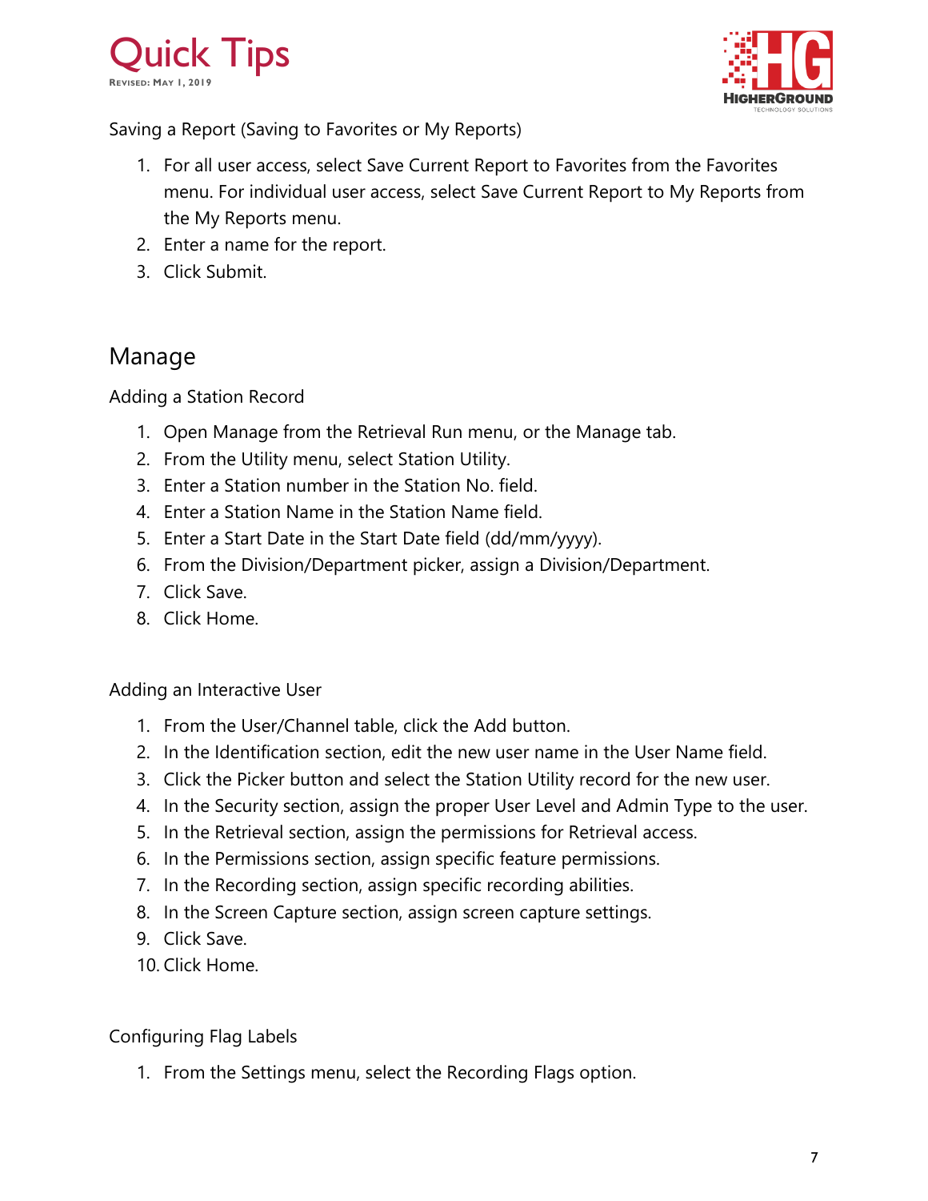Saving a Report (Saving to Favorites or My Reports)

1. For all user access, select Save Current Report to Favorites from the Favorites menu. For individual user access, select Save Current Report to My Reports from the My Reports menu.
2. Enter a name for the report.
3. Click Submit.

## Manage

Adding a Station Record

1. Open Manage from the Retrieval Run menu, or the Manage tab.
2. From the Utility menu, select Station Utility.
3. Enter a Station number in the Station No. field.
4. Enter a Station Name in the Station Name field.
5. Enter a Start Date in the Start Date field (dd/mm/yyyy).
6. From the Division/Department picker, assign a Division/Department.
7. Click Save.
8. Click Home.

Adding an Interactive User

1. From the User/Channel table, click the Add button.
2. In the Identification section, edit the new user name in the User Name field.
3. Click the Picker button and select the Station Utility record for the new user.
4. In the Security section, assign the proper User Level and Admin Type to the user.
5. In the Retrieval section, assign the permissions for Retrieval access.
6. In the Permissions section, assign specific feature permissions.
7. In the Recording section, assign specific recording abilities.
8. In the Screen Capture section, assign screen capture settings.
9. Click Save.
10. Click Home.

Configuring Flag Labels

1. From the Settings menu, select the Recording Flags option.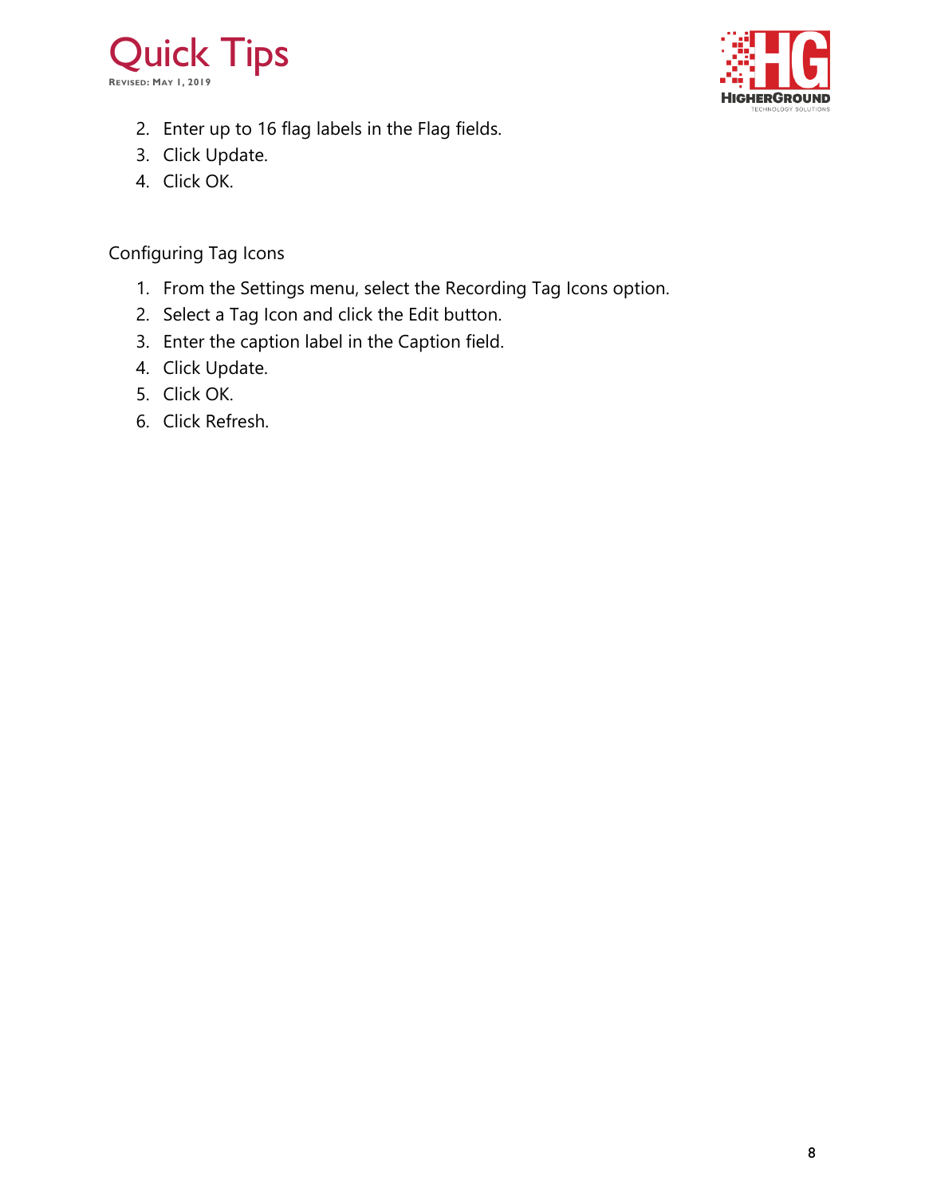2. Enter up to 16 flag labels in the Flag fields.
3. Click Update.
4. Click OK.

Configuring Tag Icons

1. From the Settings menu, select the Recording Tag Icons option.
2. Select a Tag Icon and click the Edit button.
3. Enter the caption label in the Caption field.
4. Click Update.
5. Click OK.
6. Click Refresh.